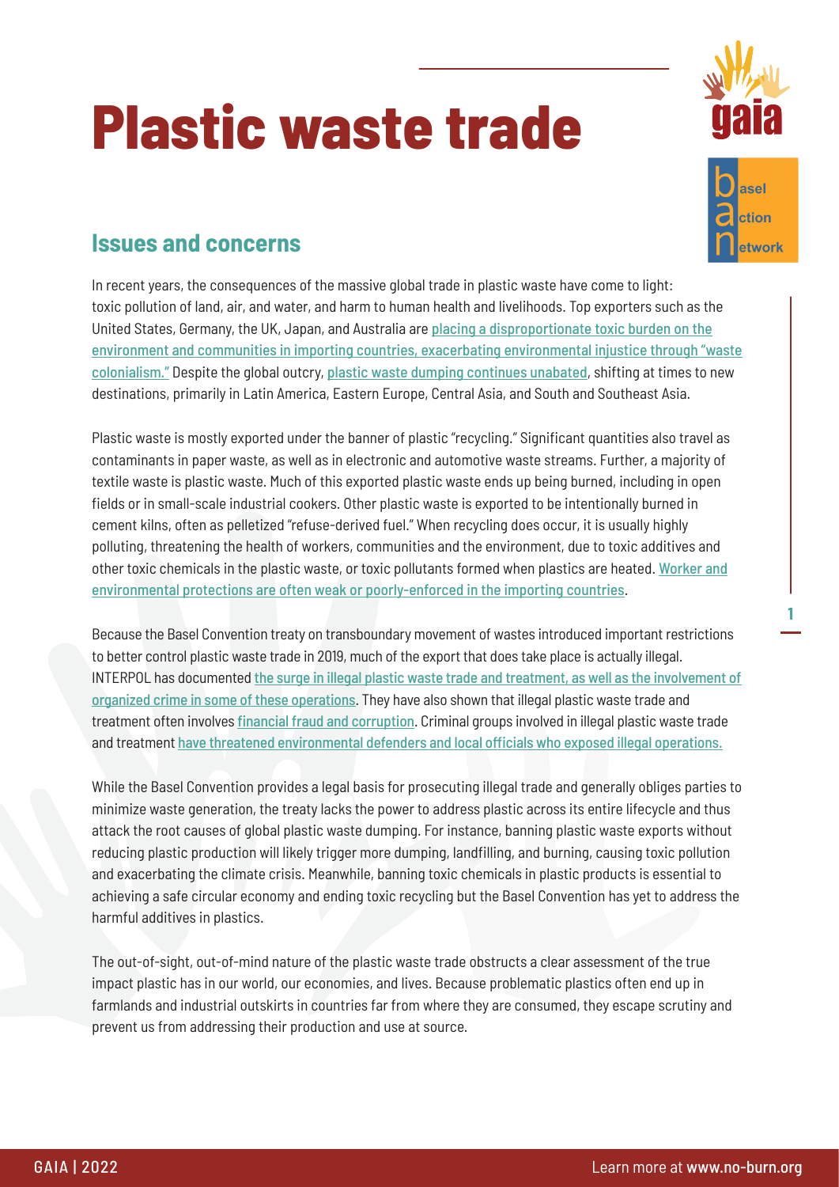# Plastic waste trade

## Issues and concerns

In recent years, the consequences of the massive global trade in plastic waste have come to light: toxic pollution of land, air, and water, and harm to human health and livelihoods. Top exporters such as the United States, Germany, the UK, Japan, and Australia are placing a disproportionate toxic burden on the environment and communities in importing countries, exacerbating environmental injustice through "waste colonialism." Despite the global outcry, plastic waste dumping continues unabated, shifting at times to new destinations, primarily in Latin America, Eastern Europe, Central Asia, and South and Southeast Asia.

Plastic waste is mostly exported under the banner of plastic "recycling." Significant quantities also travel as contaminants in paper waste, as well as in electronic and automotive waste streams. Further, a majority of textile waste is plastic waste. Much of this exported plastic waste ends up being burned, including in open fields or in small-scale industrial cookers. Other plastic waste is exported to be intentionally burned in cement kilns, often as pelletized "refuse-derived fuel." When recycling does occur, it is usually highly polluting, threatening the health of workers, communities and the environment, due to toxic additives and other toxic chemicals in the plastic waste, or toxic pollutants formed when plastics are heated. Worker and environmental protections are often weak or poorly-enforced in the importing countries.

Because the Basel Convention treaty on transboundary movement of wastes introduced important restrictions to better control plastic waste trade in 2019, much of the export that does take place is actually illegal. INTERPOL has documented the surge in illegal plastic waste trade and treatment, as well as the involvement of organized crime in some of these operations. They have also shown that illegal plastic waste trade and treatment often involves financial fraud and corruption. Criminal groups involved in illegal plastic waste trade and treatment have threatened environmental defenders and local officials who exposed illegal operations.

While the Basel Convention provides a legal basis for prosecuting illegal trade and generally obliges parties to minimize waste generation, the treaty lacks the power to address plastic across its entire lifecycle and thus attack the root causes of global plastic waste dumping. For instance, banning plastic waste exports without reducing plastic production will likely trigger more dumping, landfilling, and burning, causing toxic pollution and exacerbating the climate crisis. Meanwhile, banning toxic chemicals in plastic products is essential to achieving a safe circular economy and ending toxic recycling but the Basel Convention has yet to address the harmful additives in plastics.

The out-of-sight, out-of-mind nature of the plastic waste trade obstructs a clear assessment of the true impact plastic has in our world, our economies, and lives. Because problematic plastics often end up in farmlands and industrial outskirts in countries far from where they are consumed, they escape scrutiny and prevent us from addressing their production and use at source.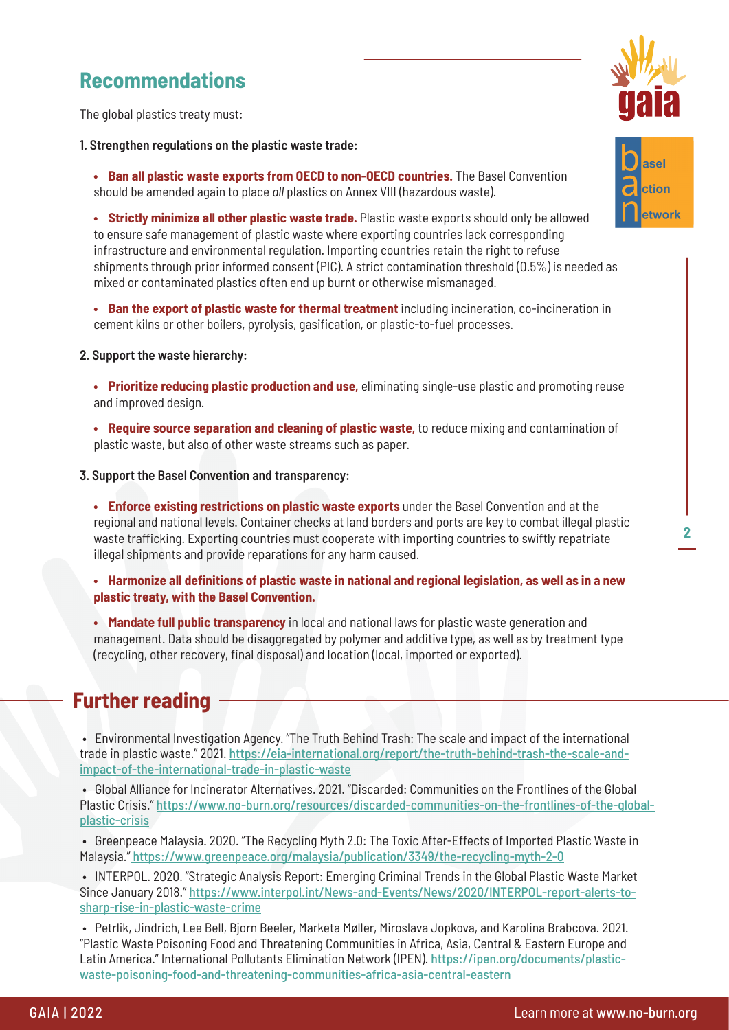## Recommendations

The global plastics treaty must:

**1. Strengthen regulations on the plastic waste trade:**

- **Ban all plastic waste exports from OECD to non-OECD countries.** The Basel Convention should be amended again to place *all* plastics on Annex VIII (hazardous waste).
- **Strictly minimize all other plastic waste trade.** Plastic waste exports should only be allowed to ensure safe management of plastic waste where exporting countries lack corresponding infrastructure and environmental regulation. Importing countries retain the right to refuse shipments through prior informed consent (PIC). A strict contamination threshold (0.5%) is needed as mixed or contaminated plastics often end up burnt or otherwise mismanaged.
- **Ban the export of plastic waste for thermal treatment** including incineration, co-incineration in cement kilns or other boilers, pyrolysis, gasification, or plastic-to-fuel processes.

**2. Support the waste hierarchy:**

- **Prioritize reducing plastic production and use,** eliminating single-use plastic and promoting reuse and improved design.
- **Require source separation and cleaning of plastic waste,** to reduce mixing and contamination of plastic waste, but also of other waste streams such as paper.

**3. Support the Basel Convention and transparency:**

- **Enforce existing restrictions on plastic waste exports** under the Basel Convention and at the regional and national levels. Container checks at land borders and ports are key to combat illegal plastic waste trafficking. Exporting countries must cooperate with importing countries to swiftly repatriate illegal shipments and provide reparations for any harm caused.
- **Harmonize all definitions of plastic waste in national and regional legislation, as well as in a new plastic treaty, with the Basel Convention.**
- **Mandate full public transparency** in local and national laws for plastic waste generation and management. Data should be disaggregated by polymer and additive type, as well as by treatment type (recycling, other recovery, final disposal) and location (local, imported or exported).

## Further reading

- Environmental Investigation Agency. "The Truth Behind Trash: The scale and impact of the international trade in plastic waste." 2021. https://eia-international.org/report/the-truth-behind-trash-the-scale-and-impact-of-the-international-trade-in-plastic-waste
- Global Alliance for Incinerator Alternatives. 2021. "Discarded: Communities on the Frontlines of the Global Plastic Crisis." https://www.no-burn.org/resources/discarded-communities-on-the-frontlines-of-the-global-plastic-crisis
- Greenpeace Malaysia. 2020. "The Recycling Myth 2.0: The Toxic After-Effects of Imported Plastic Waste in Malaysia." https://www.greenpeace.org/malaysia/publication/3349/the-recycling-myth-2-0
- INTERPOL. 2020. "Strategic Analysis Report: Emerging Criminal Trends in the Global Plastic Waste Market Since January 2018." https://www.interpol.int/News-and-Events/News/2020/INTERPOL-report-alerts-to-sharp-rise-in-plastic-waste-crime
- Petrlik, Jindrich, Lee Bell, Bjorn Beeler, Marketa Møller, Miroslava Jopkova, and Karolina Brabcova. 2021. "Plastic Waste Poisoning Food and Threatening Communities in Africa, Asia, Central & Eastern Europe and Latin America." International Pollutants Elimination Network (IPEN). https://ipen.org/documents/plastic-waste-poisoning-food-and-threatening-communities-africa-asia-central-eastern

GAIA | 2022

Learn more at **www.no-burn.org**